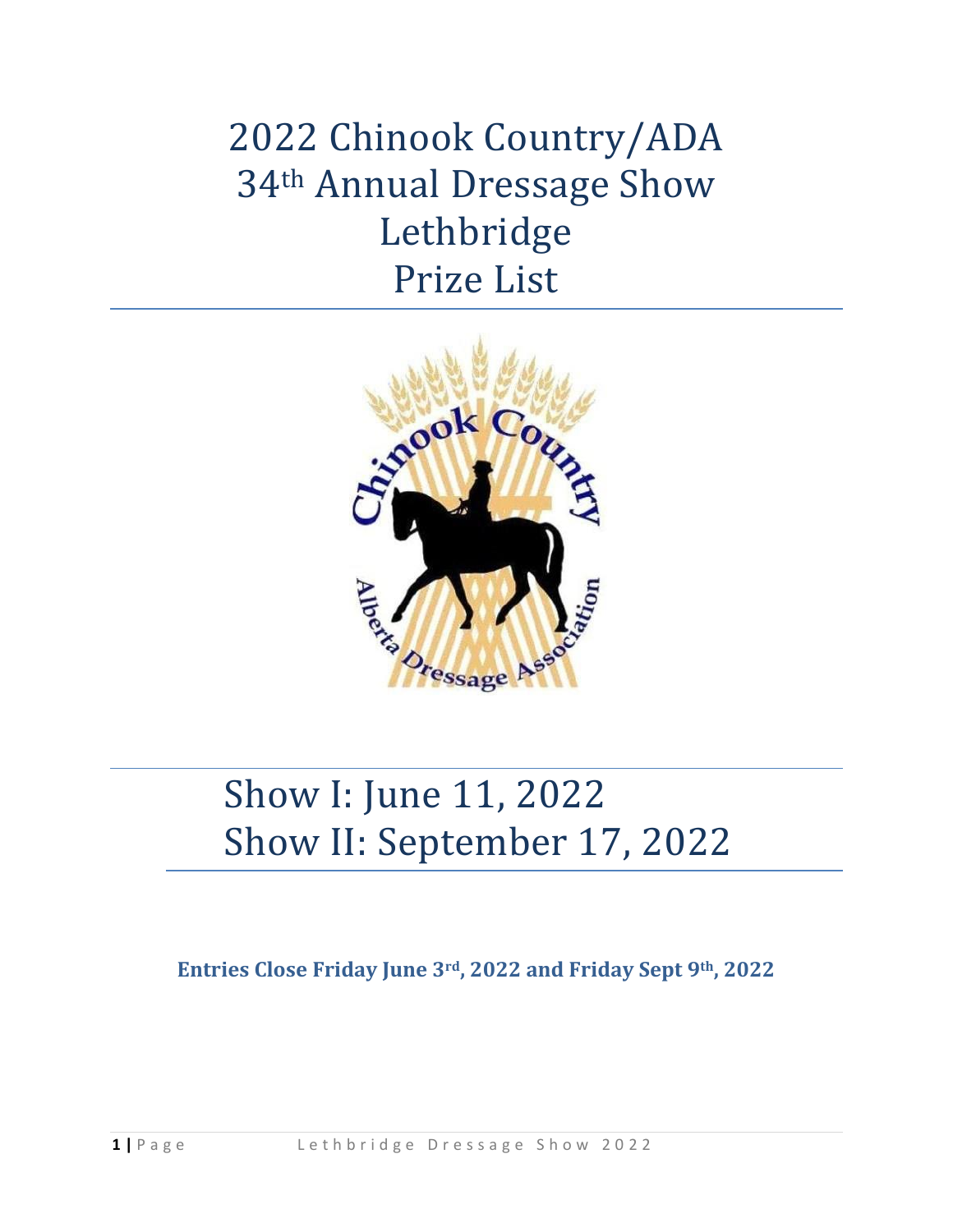# 2022 Chinook Country/ADA 34th Annual Dressage Show Lethbridge Prize List

## Show I: June 11, 2022
## Show II: September 17, 2022

**Entries Close Friday June 3rd, 2022 and Friday Sept 9th, 2022**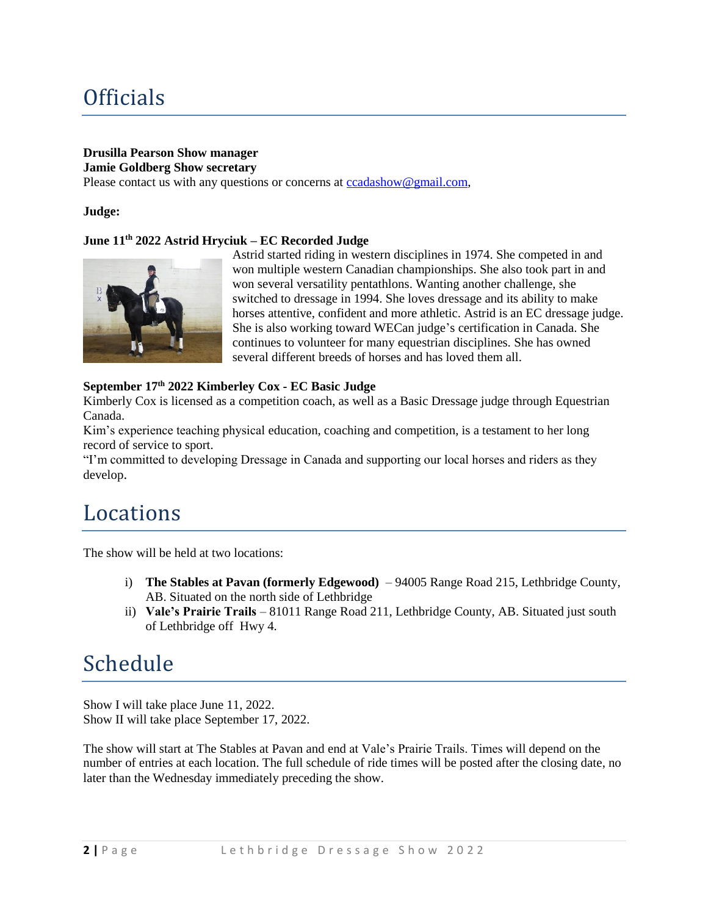# Officials

**Drusilla Pearson Show manager**
**Jamie Goldberg Show secretary**
Please contact us with any questions or concerns at ccadashow@gmail.com,

**Judge:**

**June 11th 2022 Astrid Hryciuk – EC Recorded Judge**

Astrid started riding in western disciplines in 1974. She competed in and won multiple western Canadian championships. She also took part in and won several versatility pentathlons. Wanting another challenge, she switched to dressage in 1994. She loves dressage and its ability to make horses attentive, confident and more athletic. Astrid is an EC dressage judge. She is also working toward WECan judge's certification in Canada. She continues to volunteer for many equestrian disciplines. She has owned several different breeds of horses and has loved them all.

**September 17th 2022 Kimberley Cox - EC Basic Judge**

Kimberly Cox is licensed as a competition coach, as well as a Basic Dressage judge through Equestrian Canada.

Kim's experience teaching physical education, coaching and competition, is a testament to her long record of service to sport.

"I'm committed to developing Dressage in Canada and supporting our local horses and riders as they develop.

# Locations

The show will be held at two locations:

i) **The Stables at Pavan (formerly Edgewood)** – 94005 Range Road 215, Lethbridge County, AB. Situated on the north side of Lethbridge
ii) **Vale's Prairie Trails** – 81011 Range Road 211, Lethbridge County, AB. Situated just south of Lethbridge off Hwy 4.

# Schedule

Show I will take place June 11, 2022.
Show II will take place September 17, 2022.

The show will start at The Stables at Pavan and end at Vale's Prairie Trails. Times will depend on the number of entries at each location. The full schedule of ride times will be posted after the closing date, no later than the Wednesday immediately preceding the show.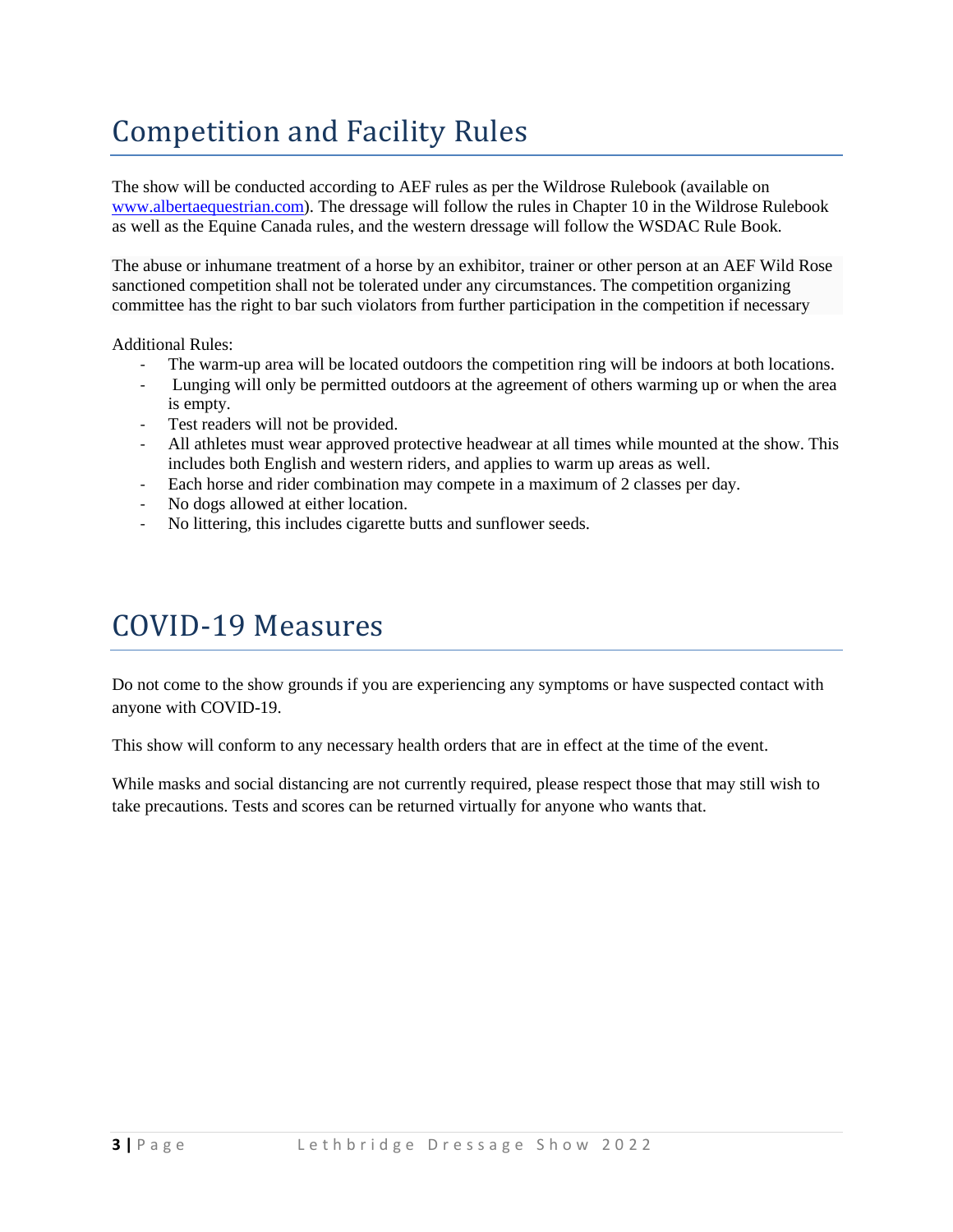# Competition and Facility Rules

The show will be conducted according to AEF rules as per the Wildrose Rulebook (available on www.albertaequestrian.com). The dressage will follow the rules in Chapter 10 in the Wildrose Rulebook as well as the Equine Canada rules, and the western dressage will follow the WSDAC Rule Book.

The abuse or inhumane treatment of a horse by an exhibitor, trainer or other person at an AEF Wild Rose sanctioned competition shall not be tolerated under any circumstances. The competition organizing committee has the right to bar such violators from further participation in the competition if necessary

Additional Rules:

- The warm-up area will be located outdoors the competition ring will be indoors at both locations.
- Lunging will only be permitted outdoors at the agreement of others warming up or when the area is empty.
- Test readers will not be provided.
- All athletes must wear approved protective headwear at all times while mounted at the show. This includes both English and western riders, and applies to warm up areas as well.
- Each horse and rider combination may compete in a maximum of 2 classes per day.
- No dogs allowed at either location.
- No littering, this includes cigarette butts and sunflower seeds.

# COVID-19 Measures

Do not come to the show grounds if you are experiencing any symptoms or have suspected contact with anyone with COVID-19.

This show will conform to any necessary health orders that are in effect at the time of the event.

While masks and social distancing are not currently required, please respect those that may still wish to take precautions. Tests and scores can be returned virtually for anyone who wants that.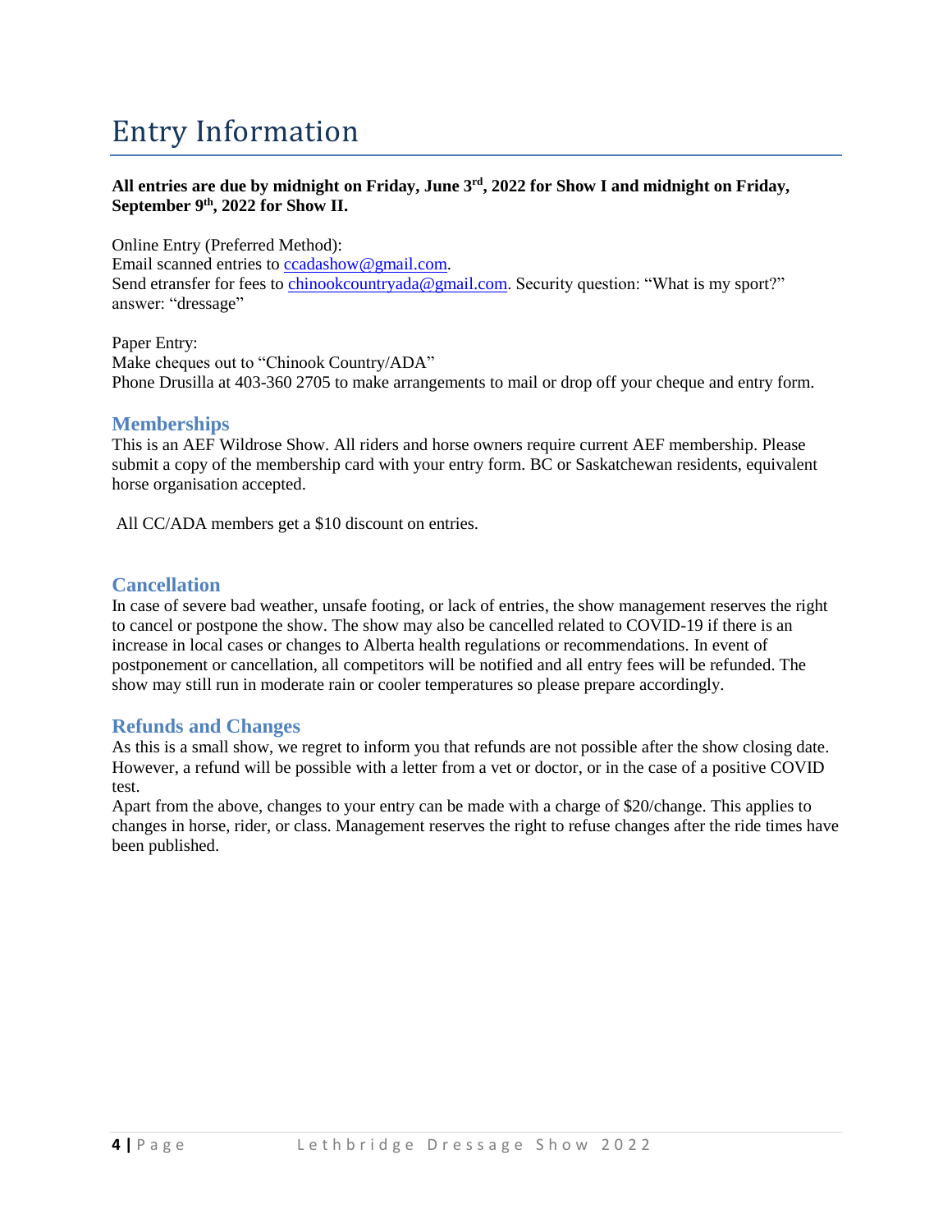# Entry Information

**All entries are due by midnight on Friday, June 3rd, 2022 for Show I and midnight on Friday, September 9th, 2022 for Show II.**

Online Entry (Preferred Method):
Email scanned entries to ccadashow@gmail.com.
Send etransfer for fees to chinookcountryada@gmail.com. Security question: "What is my sport?" answer: "dressage"

Paper Entry:
Make cheques out to "Chinook Country/ADA"
Phone Drusilla at 403-360 2705 to make arrangements to mail or drop off your cheque and entry form.

## Memberships

This is an AEF Wildrose Show. All riders and horse owners require current AEF membership. Please submit a copy of the membership card with your entry form. BC or Saskatchewan residents, equivalent horse organisation accepted.

All CC/ADA members get a $10 discount on entries.

## Cancellation

In case of severe bad weather, unsafe footing, or lack of entries, the show management reserves the right to cancel or postpone the show. The show may also be cancelled related to COVID-19 if there is an increase in local cases or changes to Alberta health regulations or recommendations. In event of postponement or cancellation, all competitors will be notified and all entry fees will be refunded. The show may still run in moderate rain or cooler temperatures so please prepare accordingly.

## Refunds and Changes

As this is a small show, we regret to inform you that refunds are not possible after the show closing date. However, a refund will be possible with a letter from a vet or doctor, or in the case of a positive COVID test.

Apart from the above, changes to your entry can be made with a charge of $20/change. This applies to changes in horse, rider, or class. Management reserves the right to refuse changes after the ride times have been published.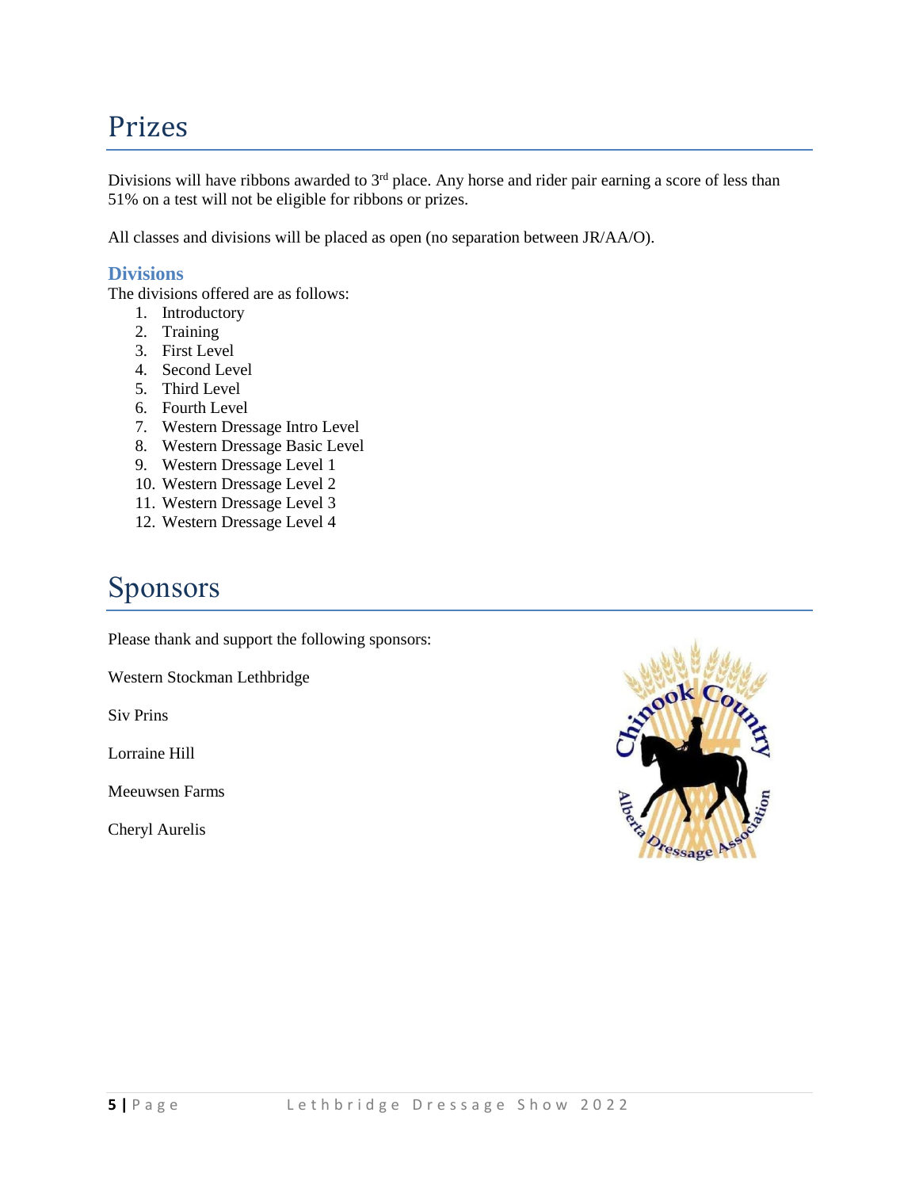# Prizes

Divisions will have ribbons awarded to 3rd place. Any horse and rider pair earning a score of less than 51% on a test will not be eligible for ribbons or prizes.

All classes and divisions will be placed as open (no separation between JR/AA/O).

### Divisions

The divisions offered are as follows:

1. Introductory
2. Training
3. First Level
4. Second Level
5. Third Level
6. Fourth Level
7. Western Dressage Intro Level
8. Western Dressage Basic Level
9. Western Dressage Level 1
10. Western Dressage Level 2
11. Western Dressage Level 3
12. Western Dressage Level 4

# Sponsors

Please thank and support the following sponsors:

Western Stockman Lethbridge

Siv Prins

Lorraine Hill

Meeuwsen Farms

Cheryl Aurelis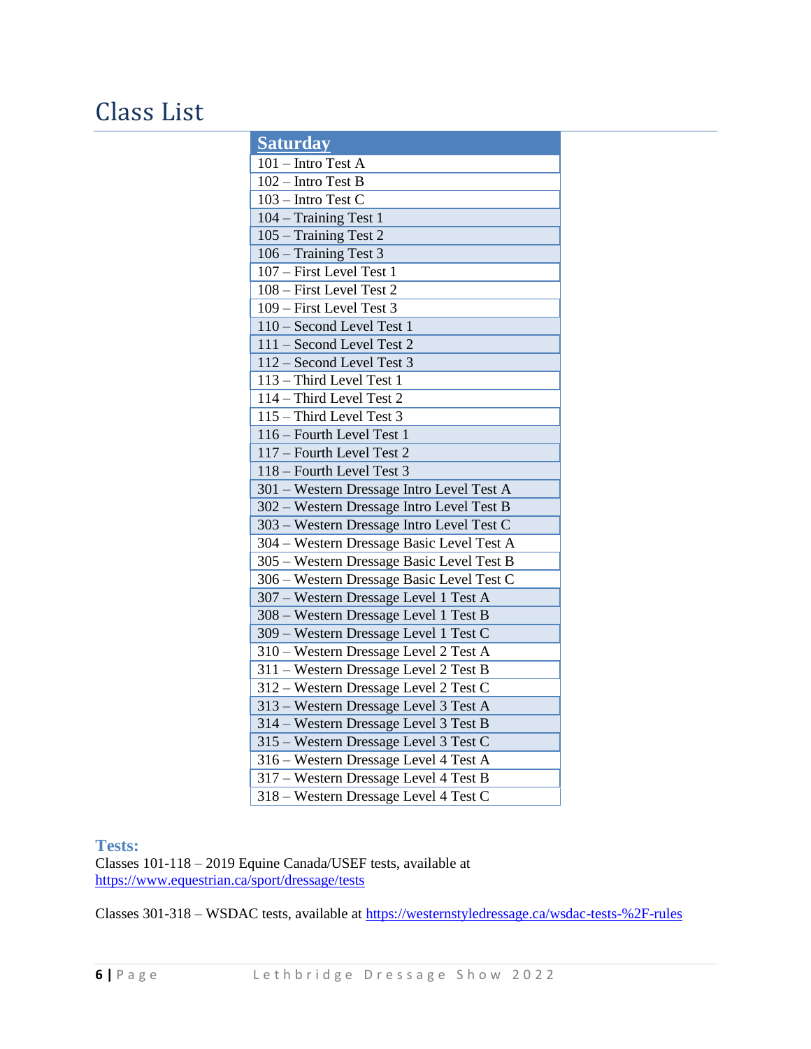# Class List

| Saturday |
|---|
| 101 – Intro Test A |
| 102 – Intro Test B |
| 103 – Intro Test C |
| 104 – Training Test 1 |
| 105 – Training Test 2 |
| 106 – Training Test 3 |
| 107 – First Level Test 1 |
| 108 – First Level Test 2 |
| 109 – First Level Test 3 |
| 110 – Second Level Test 1 |
| 111 – Second Level Test 2 |
| 112 – Second Level Test 3 |
| 113 – Third Level Test 1 |
| 114 – Third Level Test 2 |
| 115 – Third Level Test 3 |
| 116 – Fourth Level Test 1 |
| 117 – Fourth Level Test 2 |
| 118 – Fourth Level Test 3 |
| 301 – Western Dressage Intro Level Test A |
| 302 – Western Dressage Intro Level Test B |
| 303 – Western Dressage Intro Level Test C |
| 304 – Western Dressage Basic Level Test A |
| 305 – Western Dressage Basic Level Test B |
| 306 – Western Dressage Basic Level Test C |
| 307 – Western Dressage Level 1 Test A |
| 308 – Western Dressage Level 1 Test B |
| 309 – Western Dressage Level 1 Test C |
| 310 – Western Dressage Level 2 Test A |
| 311 – Western Dressage Level 2 Test B |
| 312 – Western Dressage Level 2 Test C |
| 313 – Western Dressage Level 3 Test A |
| 314 – Western Dressage Level 3 Test B |
| 315 – Western Dressage Level 3 Test C |
| 316 – Western Dressage Level 4 Test A |
| 317 – Western Dressage Level 4 Test B |
| 318 – Western Dressage Level 4 Test C |

**Tests:**

Classes 101-118 – 2019 Equine Canada/USEF tests, available at https://www.equestrian.ca/sport/dressage/tests

Classes 301-318 – WSDAC tests, available at https://westernstyledressage.ca/wsdac-tests-%2F-rules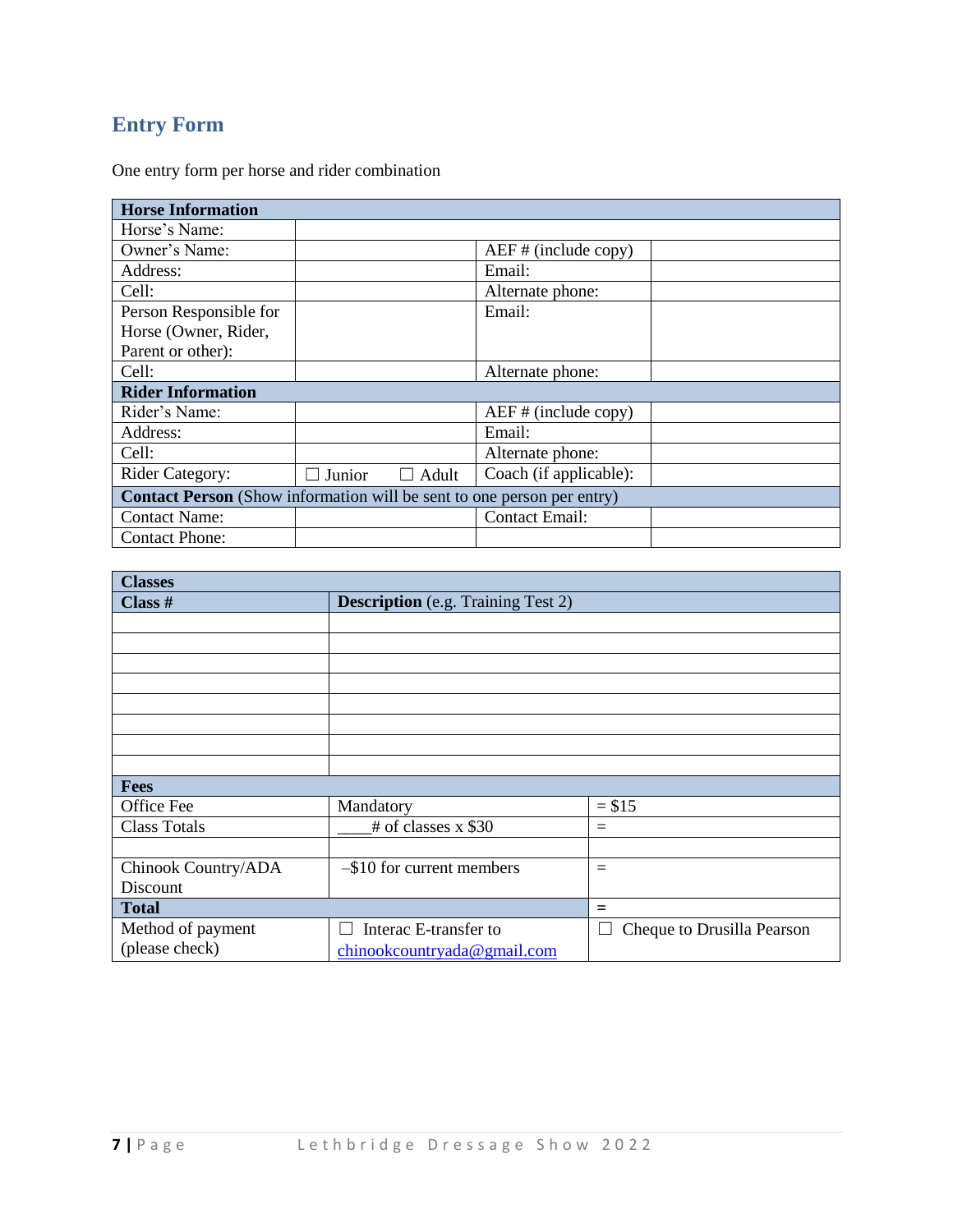## Entry Form

One entry form per horse and rider combination

| **Horse Information** | | | |
|---|---|---|---|
| Horse's Name: | | | |
| Owner's Name: | | AEF # (include copy) | |
| Address: | | Email: | |
| Cell: | | Alternate phone: | |
| Person Responsible for Horse (Owner, Rider, Parent or other): | | Email: | |
| Cell: | | Alternate phone: | |
| **Rider Information** | | | |
| Rider's Name: | | AEF # (include copy) | |
| Address: | | Email: | |
| Cell: | | Alternate phone: | |
| Rider Category: | ☐ Junior ☐ Adult | Coach (if applicable): | |
| **Contact Person** (Show information will be sent to one person per entry) | | | |
| Contact Name: | | Contact Email: | |
| Contact Phone: | | | |

| **Classes** | | |
|---|---|---|
| **Class #** | **Description** (e.g. Training Test 2) | |
| | | |
| | | |
| | | |
| | | |
| | | |
| | | |
| | | |
| | | |
| **Fees** | | |
| Office Fee | Mandatory | = $15 |
| Class Totals | ____# of classes x $30 | = |
| | | |
| Chinook Country/ADA Discount | –$10 for current members | = |
| **Total** | | = |
| Method of payment (please check) | ☐ Interac E-transfer to chinookcountryada@gmail.com | ☐ Cheque to Drusilla Pearson |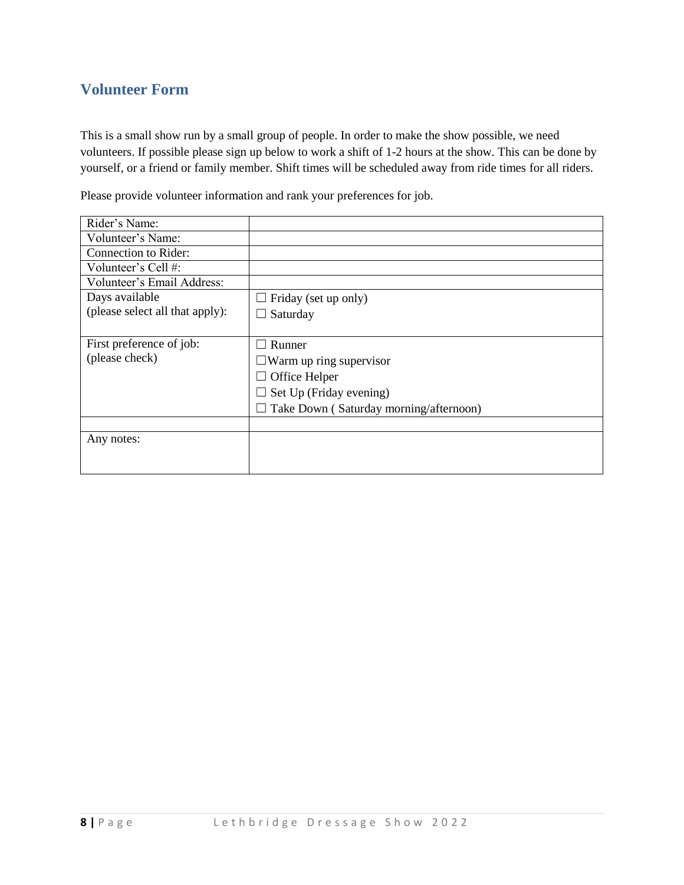## Volunteer Form

This is a small show run by a small group of people. In order to make the show possible, we need volunteers. If possible please sign up below to work a shift of 1-2 hours at the show. This can be done by yourself, or a friend or family member. Shift times will be scheduled away from ride times for all riders.

Please provide volunteer information and rank your preferences for job.

| Rider's Name: | |
|---|---|
| Volunteer's Name: | |
| Connection to Rider: | |
| Volunteer's Cell #: | |
| Volunteer's Email Address: | |
| Days available (please select all that apply): | ☐ Friday (set up only)<br>☐ Saturday |
| First preference of job: (please check) | ☐ Runner<br>☐Warm up ring supervisor<br>☐ Office Helper<br>☐ Set Up (Friday evening)<br>☐ Take Down ( Saturday morning/afternoon) |
| | |
| Any notes: | |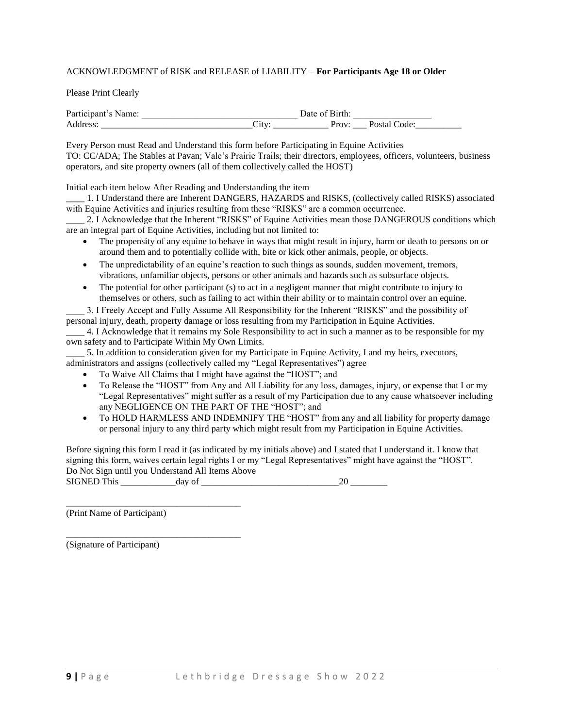ACKNOWLEDGMENT of RISK and RELEASE of LIABILITY – **For Participants Age 18 or Older**

Please Print Clearly

Participant's Name: ___________________________________ Date of Birth: _________________
Address: _________________________________City: ____________ Prov: ___ Postal Code:__________

Every Person must Read and Understand this form before Participating in Equine Activities
TO: CC/ADA; The Stables at Pavan; Vale's Prairie Trails; their directors, employees, officers, volunteers, business operators, and site property owners (all of them collectively called the HOST)

Initial each item below After Reading and Understanding the item

____ 1. I Understand there are Inherent DANGERS, HAZARDS and RISKS, (collectively called RISKS) associated with Equine Activities and injuries resulting from these "RISKS" are a common occurrence.

____ 2. I Acknowledge that the Inherent "RISKS" of Equine Activities mean those DANGEROUS conditions which are an integral part of Equine Activities, including but not limited to:

- The propensity of any equine to behave in ways that might result in injury, harm or death to persons on or around them and to potentially collide with, bite or kick other animals, people, or objects.
- The unpredictability of an equine's reaction to such things as sounds, sudden movement, tremors, vibrations, unfamiliar objects, persons or other animals and hazards such as subsurface objects.
- The potential for other participant (s) to act in a negligent manner that might contribute to injury to themselves or others, such as failing to act within their ability or to maintain control over an equine.

____ 3. I Freely Accept and Fully Assume All Responsibility for the Inherent "RISKS" and the possibility of personal injury, death, property damage or loss resulting from my Participation in Equine Activities.

____ 4. I Acknowledge that it remains my Sole Responsibility to act in such a manner as to be responsible for my own safety and to Participate Within My Own Limits.

____ 5. In addition to consideration given for my Participate in Equine Activity, I and my heirs, executors, administrators and assigns (collectively called my "Legal Representatives") agree

- To Waive All Claims that I might have against the "HOST"; and
- To Release the "HOST" from Any and All Liability for any loss, damages, injury, or expense that I or my "Legal Representatives" might suffer as a result of my Participation due to any cause whatsoever including any NEGLIGENCE ON THE PART OF THE "HOST"; and
- To HOLD HARMLESS AND INDEMNIFY THE "HOST" from any and all liability for property damage or personal injury to any third party which might result from my Participation in Equine Activities.

Before signing this form I read it (as indicated by my initials above) and I stated that I understand it. I know that signing this form, waives certain legal rights I or my "Legal Representatives" might have against the "HOST".
Do Not Sign until you Understand All Items Above
SIGNED This ____________day of _______________________________20 ________

_______________________________________
(Print Name of Participant)

_______________________________________
(Signature of Participant)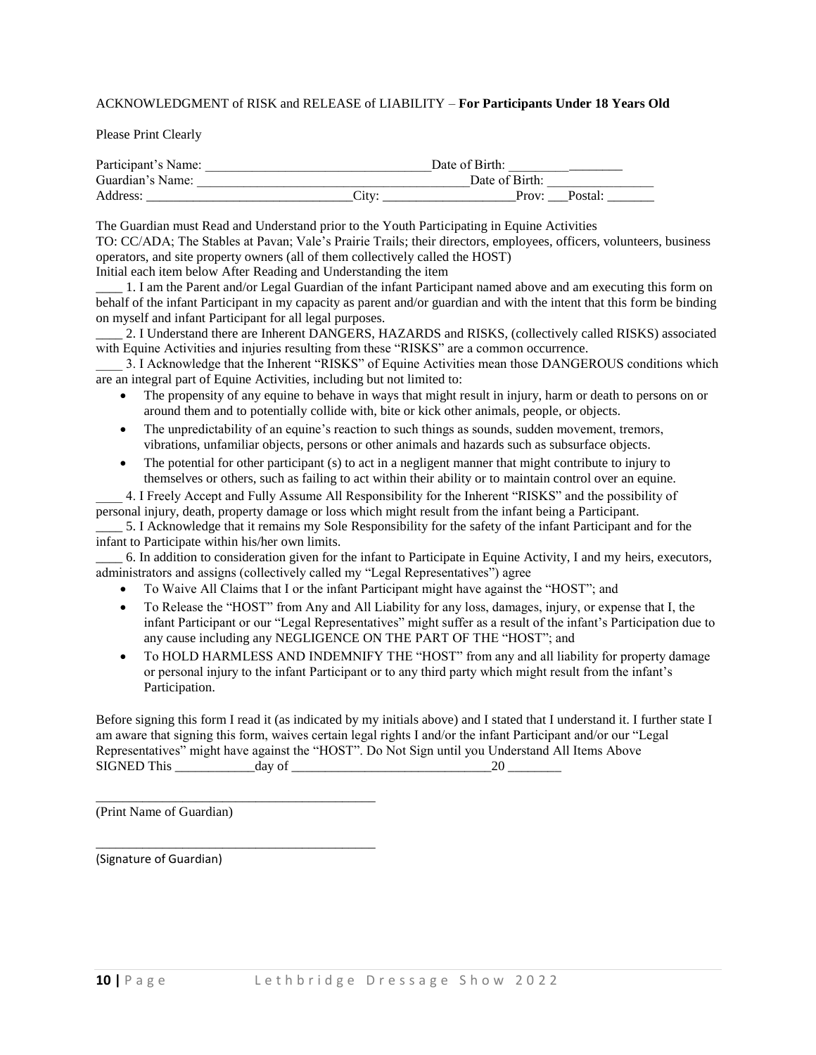ACKNOWLEDGMENT of RISK and RELEASE of LIABILITY – **For Participants Under 18 Years Old**

Please Print Clearly

Participant's Name: _________________________________ Date of Birth: _________________
Guardian's Name: _______________________________________ Date of Birth: ________________
Address: ______________________________ City: ___________________ Prov: ___ Postal: _______

The Guardian must Read and Understand prior to the Youth Participating in Equine Activities
TO: CC/ADA; The Stables at Pavan; Vale's Prairie Trails; their directors, employees, officers, volunteers, business operators, and site property owners (all of them collectively called the HOST)
Initial each item below After Reading and Understanding the item

____ 1. I am the Parent and/or Legal Guardian of the infant Participant named above and am executing this form on behalf of the infant Participant in my capacity as parent and/or guardian and with the intent that this form be binding on myself and infant Participant for all legal purposes.

____ 2. I Understand there are Inherent DANGERS, HAZARDS and RISKS, (collectively called RISKS) associated with Equine Activities and injuries resulting from these "RISKS" are a common occurrence.

____ 3. I Acknowledge that the Inherent "RISKS" of Equine Activities mean those DANGEROUS conditions which are an integral part of Equine Activities, including but not limited to:

- The propensity of any equine to behave in ways that might result in injury, harm or death to persons on or around them and to potentially collide with, bite or kick other animals, people, or objects.
- The unpredictability of an equine's reaction to such things as sounds, sudden movement, tremors, vibrations, unfamiliar objects, persons or other animals and hazards such as subsurface objects.
- The potential for other participant (s) to act in a negligent manner that might contribute to injury to themselves or others, such as failing to act within their ability or to maintain control over an equine.

____ 4. I Freely Accept and Fully Assume All Responsibility for the Inherent "RISKS" and the possibility of personal injury, death, property damage or loss which might result from the infant being a Participant.

____ 5. I Acknowledge that it remains my Sole Responsibility for the safety of the infant Participant and for the infant to Participate within his/her own limits.

____ 6. In addition to consideration given for the infant to Participate in Equine Activity, I and my heirs, executors, administrators and assigns (collectively called my "Legal Representatives") agree

- To Waive All Claims that I or the infant Participant might have against the "HOST"; and
- To Release the "HOST" from Any and All Liability for any loss, damages, injury, or expense that I, the infant Participant or our "Legal Representatives" might suffer as a result of the infant's Participation due to any cause including any NEGLIGENCE ON THE PART OF THE "HOST"; and
- To HOLD HARMLESS AND INDEMNIFY THE "HOST" from any and all liability for property damage or personal injury to the infant Participant or to any third party which might result from the infant's Participation.

Before signing this form I read it (as indicated by my initials above) and I stated that I understand it. I further state I am aware that signing this form, waives certain legal rights I and/or the infant Participant and/or our "Legal Representatives" might have against the "HOST". Do Not Sign until you Understand All Items Above
SIGNED This ____________day of ______________________________20 ________

___________________________________________
(Print Name of Guardian)

___________________________________________
(Signature of Guardian)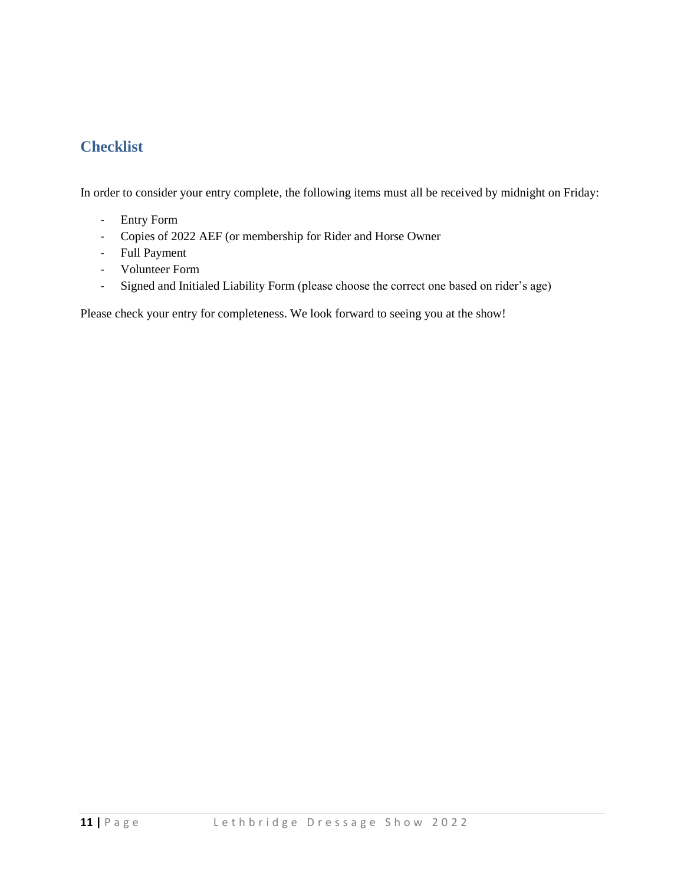## Checklist

In order to consider your entry complete, the following items must all be received by midnight on Friday:

- Entry Form
- Copies of 2022 AEF (or membership for Rider and Horse Owner
- Full Payment
- Volunteer Form
- Signed and Initialed Liability Form (please choose the correct one based on rider's age)

Please check your entry for completeness. We look forward to seeing you at the show!